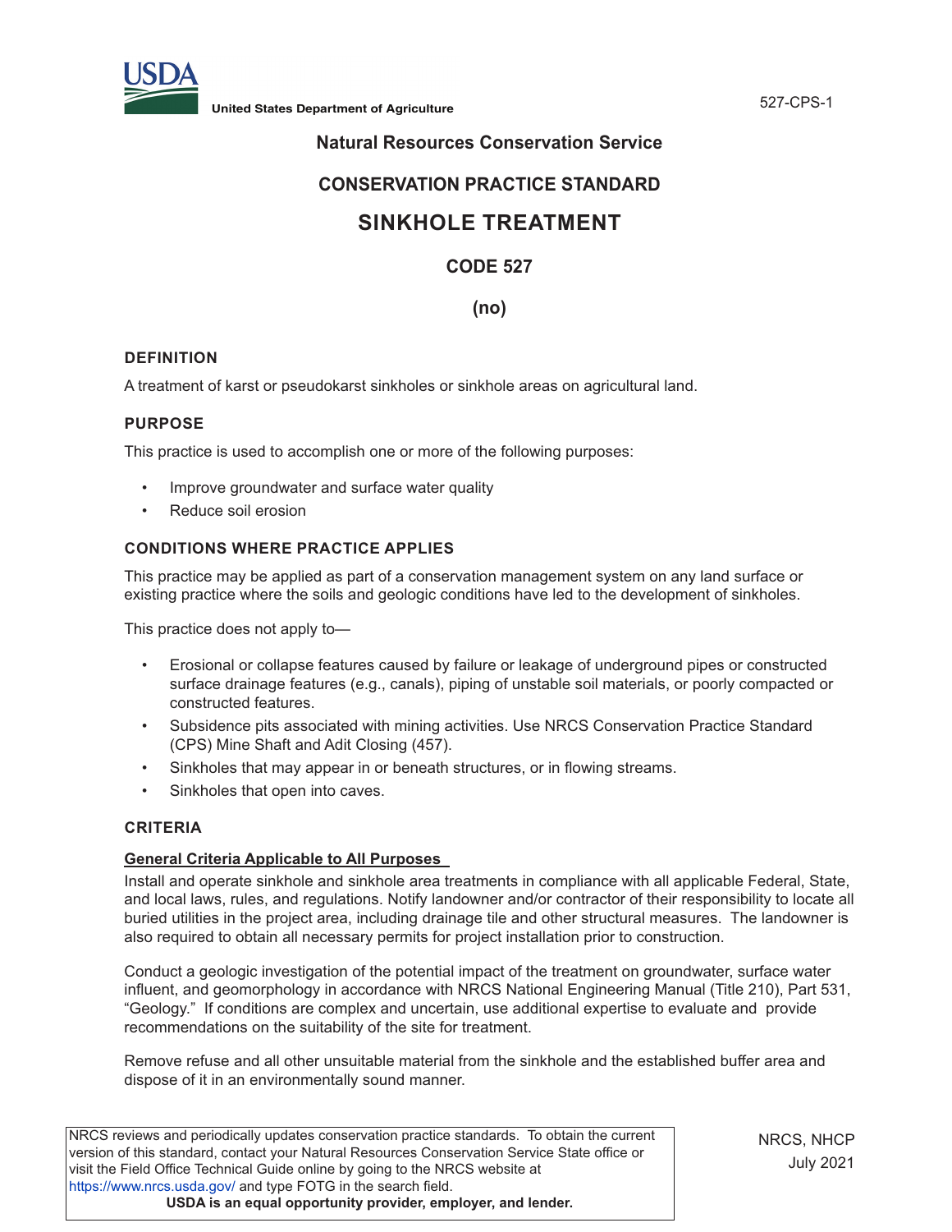United States Department of Agriculture

## Natural Resources Conservation Service

## CONSERVATION PRACTICE STANDARD

# SINKHOLE TREATMENT

## CODE 527

## (no)

### DEFINITION

A treatment of karst or pseudokarst sinkholes or sinkhole areas on agricultural land.

### PURPOSE

This practice is used to accomplish one or more of the following purposes:

- Improve groundwater and surface water quality
- Reduce soil erosion

### CONDITIONS WHERE PRACTICE APPLIES

This practice may be applied as part of a conservation management system on any land surface or existing practice where the soils and geologic conditions have led to the development of sinkholes.

This practice does not apply to—

- Erosional or collapse features caused by failure or leakage of underground pipes or constructed surface drainage features (e.g., canals), piping of unstable soil materials, or poorly compacted or constructed features.
- Subsidence pits associated with mining activities. Use NRCS Conservation Practice Standard (CPS) Mine Shaft and Adit Closing (457).
- Sinkholes that may appear in or beneath structures, or in flowing streams.
- Sinkholes that open into caves.

### CRITERIA

**General Criteria Applicable to All Purposes**

Install and operate sinkhole and sinkhole area treatments in compliance with all applicable Federal, State, and local laws, rules, and regulations. Notify landowner and/or contractor of their responsibility to locate all buried utilities in the project area, including drainage tile and other structural measures. The landowner is also required to obtain all necessary permits for project installation prior to construction.

Conduct a geologic investigation of the potential impact of the treatment on groundwater, surface water influent, and geomorphology in accordance with NRCS National Engineering Manual (Title 210), Part 531, "Geology." If conditions are complex and uncertain, use additional expertise to evaluate and provide recommendations on the suitability of the site for treatment.

Remove refuse and all other unsuitable material from the sinkhole and the established buffer area and dispose of it in an environmentally sound manner.

NRCS reviews and periodically updates conservation practice standards. To obtain the current version of this standard, contact your Natural Resources Conservation Service State office or visit the Field Office Technical Guide online by going to the NRCS website at https://www.nrcs.usda.gov/ and type FOTG in the search field.
**USDA is an equal opportunity provider, employer, and lender.**

NRCS, NHCP
July 2021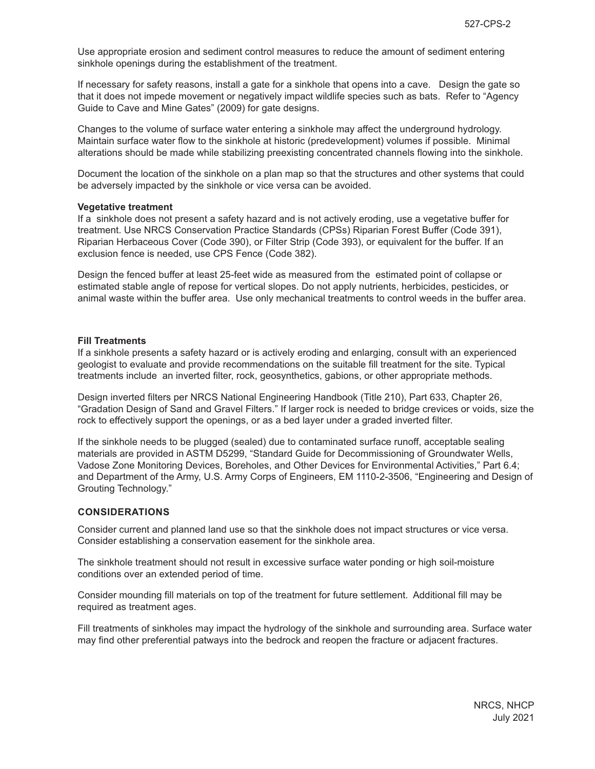Use appropriate erosion and sediment control measures to reduce the amount of sediment entering sinkhole openings during the establishment of the treatment.

If necessary for safety reasons, install a gate for a sinkhole that opens into a cave. Design the gate so that it does not impede movement or negatively impact wildlife species such as bats. Refer to "Agency Guide to Cave and Mine Gates" (2009) for gate designs.

Changes to the volume of surface water entering a sinkhole may affect the underground hydrology. Maintain surface water flow to the sinkhole at historic (predevelopment) volumes if possible. Minimal alterations should be made while stabilizing preexisting concentrated channels flowing into the sinkhole.

Document the location of the sinkhole on a plan map so that the structures and other systems that could be adversely impacted by the sinkhole or vice versa can be avoided.

**Vegetative treatment**

If a sinkhole does not present a safety hazard and is not actively eroding, use a vegetative buffer for treatment. Use NRCS Conservation Practice Standards (CPSs) Riparian Forest Buffer (Code 391), Riparian Herbaceous Cover (Code 390), or Filter Strip (Code 393), or equivalent for the buffer. If an exclusion fence is needed, use CPS Fence (Code 382).

Design the fenced buffer at least 25-feet wide as measured from the estimated point of collapse or estimated stable angle of repose for vertical slopes. Do not apply nutrients, herbicides, pesticides, or animal waste within the buffer area. Use only mechanical treatments to control weeds in the buffer area.

**Fill Treatments**

If a sinkhole presents a safety hazard or is actively eroding and enlarging, consult with an experienced geologist to evaluate and provide recommendations on the suitable fill treatment for the site. Typical treatments include an inverted filter, rock, geosynthetics, gabions, or other appropriate methods.

Design inverted filters per NRCS National Engineering Handbook (Title 210), Part 633, Chapter 26, "Gradation Design of Sand and Gravel Filters." If larger rock is needed to bridge crevices or voids, size the rock to effectively support the openings, or as a bed layer under a graded inverted filter.

If the sinkhole needs to be plugged (sealed) due to contaminated surface runoff, acceptable sealing materials are provided in ASTM D5299, "Standard Guide for Decommissioning of Groundwater Wells, Vadose Zone Monitoring Devices, Boreholes, and Other Devices for Environmental Activities," Part 6.4; and Department of the Army, U.S. Army Corps of Engineers, EM 1110-2-3506, "Engineering and Design of Grouting Technology."

## CONSIDERATIONS

Consider current and planned land use so that the sinkhole does not impact structures or vice versa. Consider establishing a conservation easement for the sinkhole area.

The sinkhole treatment should not result in excessive surface water ponding or high soil-moisture conditions over an extended period of time.

Consider mounding fill materials on top of the treatment for future settlement. Additional fill may be required as treatment ages.

Fill treatments of sinkholes may impact the hydrology of the sinkhole and surrounding area. Surface water may find other preferential patways into the bedrock and reopen the fracture or adjacent fractures.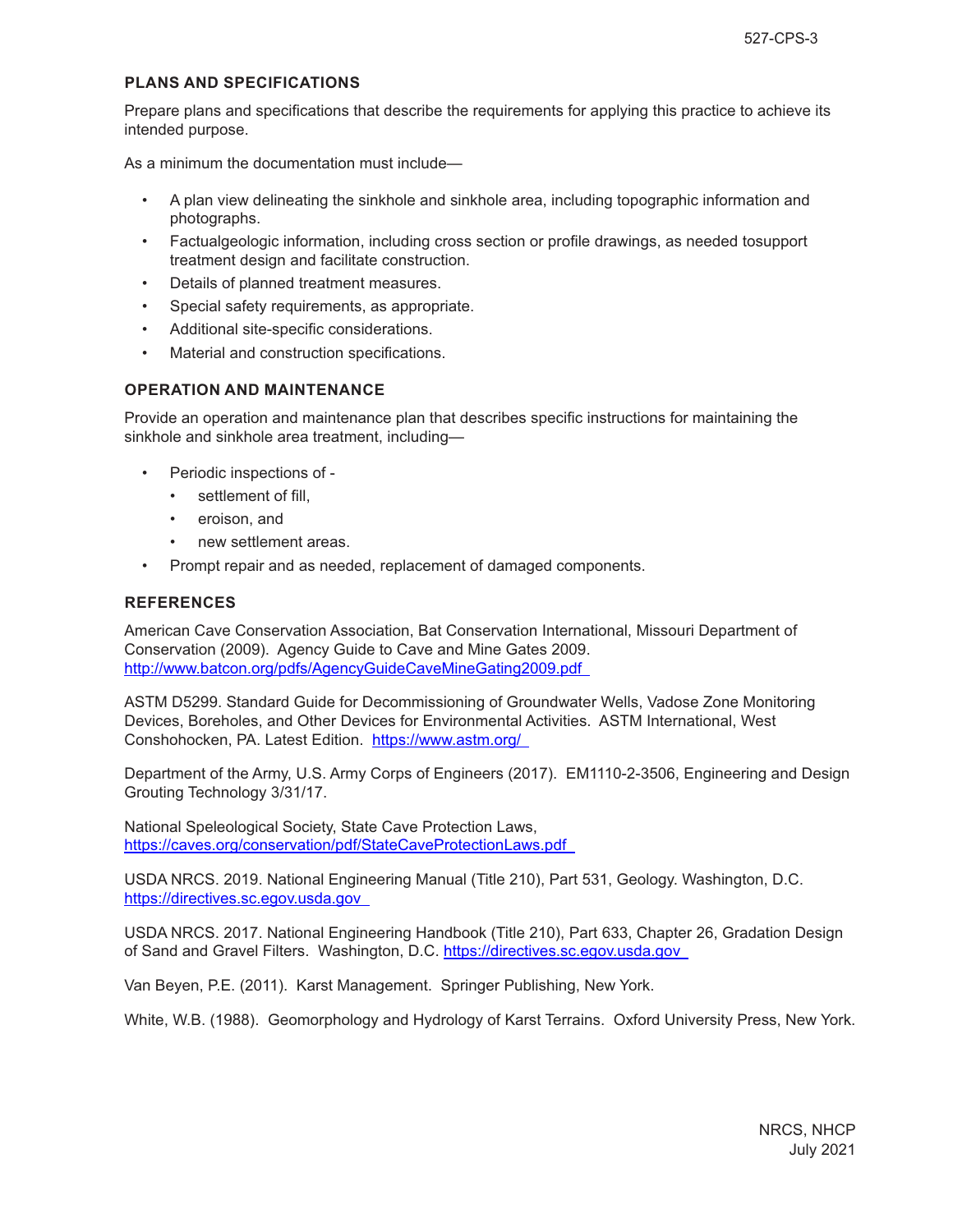## PLANS AND SPECIFICATIONS

Prepare plans and specifications that describe the requirements for applying this practice to achieve its intended purpose.

As a minimum the documentation must include—

- A plan view delineating the sinkhole and sinkhole area, including topographic information and photographs.
- Factualgeologic information, including cross section or profile drawings, as needed tosupport treatment design and facilitate construction.
- Details of planned treatment measures.
- Special safety requirements, as appropriate.
- Additional site-specific considerations.
- Material and construction specifications.

## OPERATION AND MAINTENANCE

Provide an operation and maintenance plan that describes specific instructions for maintaining the sinkhole and sinkhole area treatment, including—

- Periodic inspections of -
  - settlement of fill,
  - eroison, and
  - new settlement areas.
- Prompt repair and as needed, replacement of damaged components.

## REFERENCES

American Cave Conservation Association, Bat Conservation International, Missouri Department of Conservation (2009). Agency Guide to Cave and Mine Gates 2009. http://www.batcon.org/pdfs/AgencyGuideCaveMineGating2009.pdf

ASTM D5299. Standard Guide for Decommissioning of Groundwater Wells, Vadose Zone Monitoring Devices, Boreholes, and Other Devices for Environmental Activities. ASTM International, West Conshohocken, PA. Latest Edition. https://www.astm.org/

Department of the Army, U.S. Army Corps of Engineers (2017). EM1110-2-3506, Engineering and Design Grouting Technology 3/31/17.

National Speleological Society, State Cave Protection Laws, https://caves.org/conservation/pdf/StateCaveProtectionLaws.pdf

USDA NRCS. 2019. National Engineering Manual (Title 210), Part 531, Geology. Washington, D.C. https://directives.sc.egov.usda.gov

USDA NRCS. 2017. National Engineering Handbook (Title 210), Part 633, Chapter 26, Gradation Design of Sand and Gravel Filters. Washington, D.C. https://directives.sc.egov.usda.gov

Van Beyen, P.E. (2011). Karst Management. Springer Publishing, New York.

White, W.B. (1988). Geomorphology and Hydrology of Karst Terrains. Oxford University Press, New York.